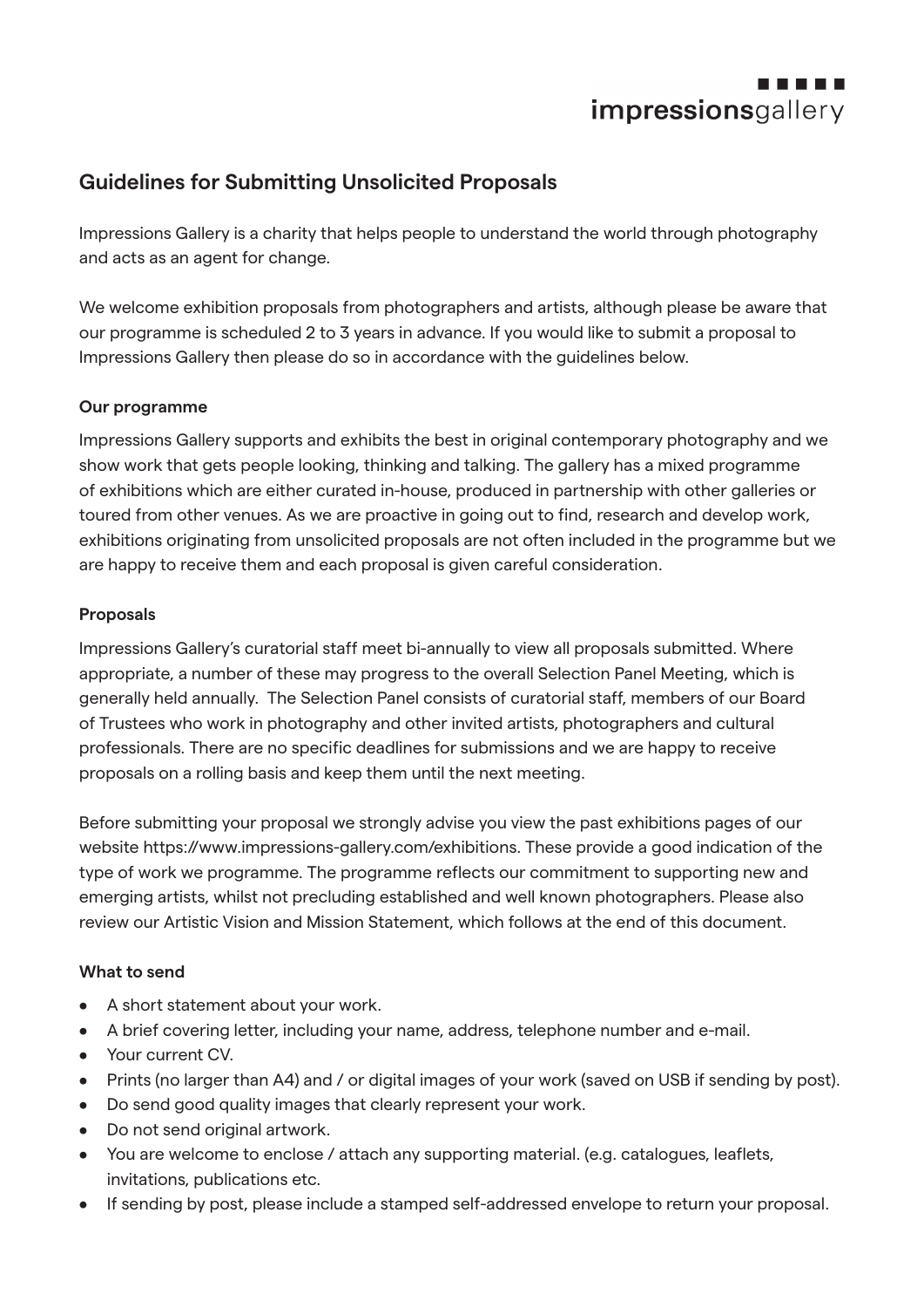impressionsgallery

## Guidelines for Submitting Unsolicited Proposals

Impressions Gallery is a charity that helps people to understand the world through photography and acts as an agent for change.

We welcome exhibition proposals from photographers and artists, although please be aware that our programme is scheduled 2 to 3 years in advance. If you would like to submit a proposal to Impressions Gallery then please do so in accordance with the guidelines below.

### Our programme

Impressions Gallery supports and exhibits the best in original contemporary photography and we show work that gets people looking, thinking and talking. The gallery has a mixed programme of exhibitions which are either curated in-house, produced in partnership with other galleries or toured from other venues. As we are proactive in going out to find, research and develop work, exhibitions originating from unsolicited proposals are not often included in the programme but we are happy to receive them and each proposal is given careful consideration.

### Proposals

Impressions Gallery's curatorial staff meet bi-annually to view all proposals submitted. Where appropriate, a number of these may progress to the overall Selection Panel Meeting, which is generally held annually. The Selection Panel consists of curatorial staff, members of our Board of Trustees who work in photography and other invited artists, photographers and cultural professionals. There are no specific deadlines for submissions and we are happy to receive proposals on a rolling basis and keep them until the next meeting.

Before submitting your proposal we strongly advise you view the past exhibitions pages of our website https://www.impressions-gallery.com/exhibitions. These provide a good indication of the type of work we programme. The programme reflects our commitment to supporting new and emerging artists, whilst not precluding established and well known photographers. Please also review our Artistic Vision and Mission Statement, which follows at the end of this document.

### What to send

- A short statement about your work.
- A brief covering letter, including your name, address, telephone number and e-mail.
- Your current CV.
- Prints (no larger than A4) and / or digital images of your work (saved on USB if sending by post).
- Do send good quality images that clearly represent your work.
- Do not send original artwork.
- You are welcome to enclose / attach any supporting material. (e.g. catalogues, leaflets, invitations, publications etc.
- If sending by post, please include a stamped self-addressed envelope to return your proposal.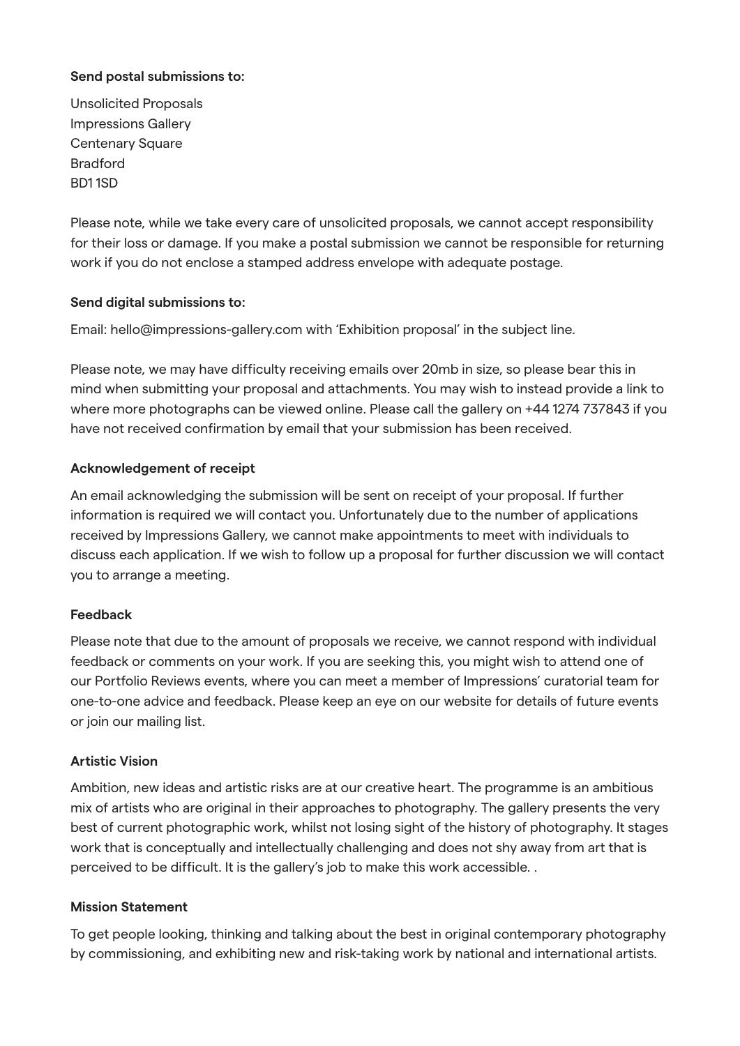**Send postal submissions to:**

Unsolicited Proposals
Impressions Gallery
Centenary Square
Bradford
BD1 1SD

Please note, while we take every care of unsolicited proposals, we cannot accept responsibility for their loss or damage. If you make a postal submission we cannot be responsible for returning work if you do not enclose a stamped address envelope with adequate postage.

**Send digital submissions to:**

Email: hello@impressions-gallery.com with 'Exhibition proposal' in the subject line.

Please note, we may have difficulty receiving emails over 20mb in size, so please bear this in mind when submitting your proposal and attachments. You may wish to instead provide a link to where more photographs can be viewed online. Please call the gallery on +44 1274 737843 if you have not received confirmation by email that your submission has been received.

**Acknowledgement of receipt**

An email acknowledging the submission will be sent on receipt of your proposal. If further information is required we will contact you. Unfortunately due to the number of applications received by Impressions Gallery, we cannot make appointments to meet with individuals to discuss each application. If we wish to follow up a proposal for further discussion we will contact you to arrange a meeting.

**Feedback**

Please note that due to the amount of proposals we receive, we cannot respond with individual feedback or comments on your work. If you are seeking this, you might wish to attend one of our Portfolio Reviews events, where you can meet a member of Impressions' curatorial team for one-to-one advice and feedback. Please keep an eye on our website for details of future events or join our mailing list.

**Artistic Vision**

Ambition, new ideas and artistic risks are at our creative heart. The programme is an ambitious mix of artists who are original in their approaches to photography. The gallery presents the very best of current photographic work, whilst not losing sight of the history of photography. It stages work that is conceptually and intellectually challenging and does not shy away from art that is perceived to be difficult. It is the gallery's job to make this work accessible. .

**Mission Statement**

To get people looking, thinking and talking about the best in original contemporary photography by commissioning, and exhibiting new and risk-taking work by national and international artists.